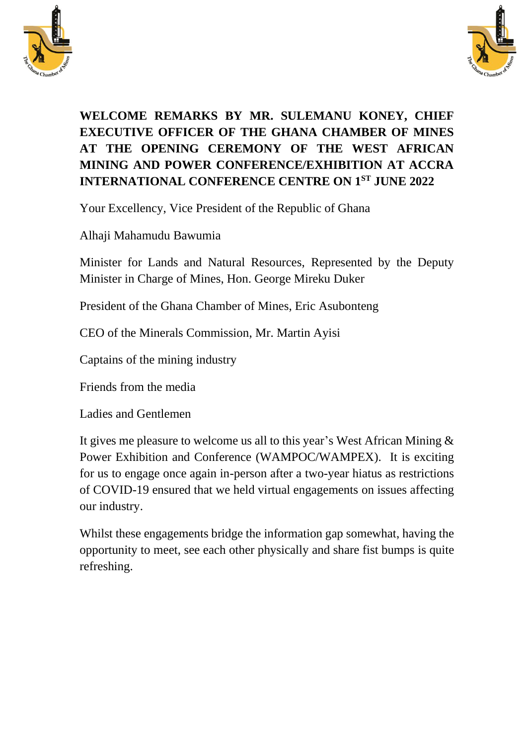**WELCOME REMARKS BY MR. SULEMANU KONEY, CHIEF EXECUTIVE OFFICER OF THE GHANA CHAMBER OF MINES AT THE OPENING CEREMONY OF THE WEST AFRICAN MINING AND POWER CONFERENCE/EXHIBITION AT ACCRA INTERNATIONAL CONFERENCE CENTRE ON 1ST JUNE 2022**

Your Excellency, Vice President of the Republic of Ghana

Alhaji Mahamudu Bawumia

Minister for Lands and Natural Resources, Represented by the Deputy Minister in Charge of Mines, Hon. George Mireku Duker

President of the Ghana Chamber of Mines, Eric Asubonteng

CEO of the Minerals Commission, Mr. Martin Ayisi

Captains of the mining industry

Friends from the media

Ladies and Gentlemen

It gives me pleasure to welcome us all to this year's West African Mining & Power Exhibition and Conference (WAMPOC/WAMPEX). It is exciting for us to engage once again in-person after a two-year hiatus as restrictions of COVID-19 ensured that we held virtual engagements on issues affecting our industry.

Whilst these engagements bridge the information gap somewhat, having the opportunity to meet, see each other physically and share fist bumps is quite refreshing.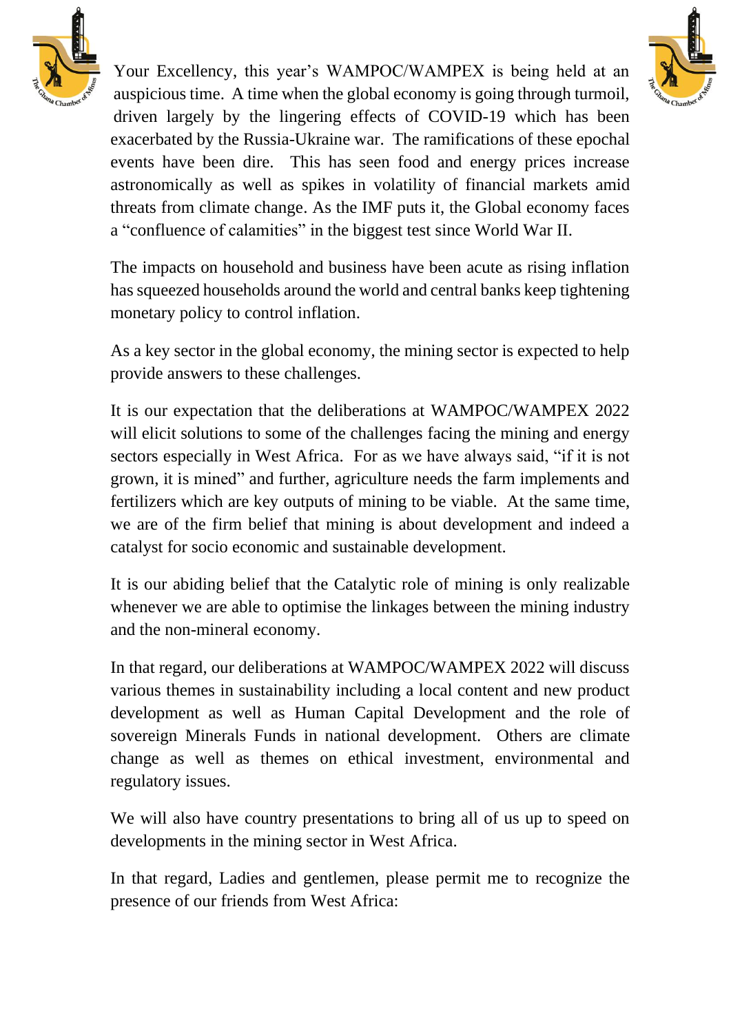Your Excellency, this year's WAMPOC/WAMPEX is being held at an auspicious time. A time when the global economy is going through turmoil, driven largely by the lingering effects of COVID-19 which has been exacerbated by the Russia-Ukraine war. The ramifications of these epochal events have been dire. This has seen food and energy prices increase astronomically as well as spikes in volatility of financial markets amid threats from climate change. As the IMF puts it, the Global economy faces a "confluence of calamities" in the biggest test since World War II.

The impacts on household and business have been acute as rising inflation has squeezed households around the world and central banks keep tightening monetary policy to control inflation.

As a key sector in the global economy, the mining sector is expected to help provide answers to these challenges.

It is our expectation that the deliberations at WAMPOC/WAMPEX 2022 will elicit solutions to some of the challenges facing the mining and energy sectors especially in West Africa. For as we have always said, "if it is not grown, it is mined" and further, agriculture needs the farm implements and fertilizers which are key outputs of mining to be viable. At the same time, we are of the firm belief that mining is about development and indeed a catalyst for socio economic and sustainable development.

It is our abiding belief that the Catalytic role of mining is only realizable whenever we are able to optimise the linkages between the mining industry and the non-mineral economy.

In that regard, our deliberations at WAMPOC/WAMPEX 2022 will discuss various themes in sustainability including a local content and new product development as well as Human Capital Development and the role of sovereign Minerals Funds in national development. Others are climate change as well as themes on ethical investment, environmental and regulatory issues.

We will also have country presentations to bring all of us up to speed on developments in the mining sector in West Africa.

In that regard, Ladies and gentlemen, please permit me to recognize the presence of our friends from West Africa: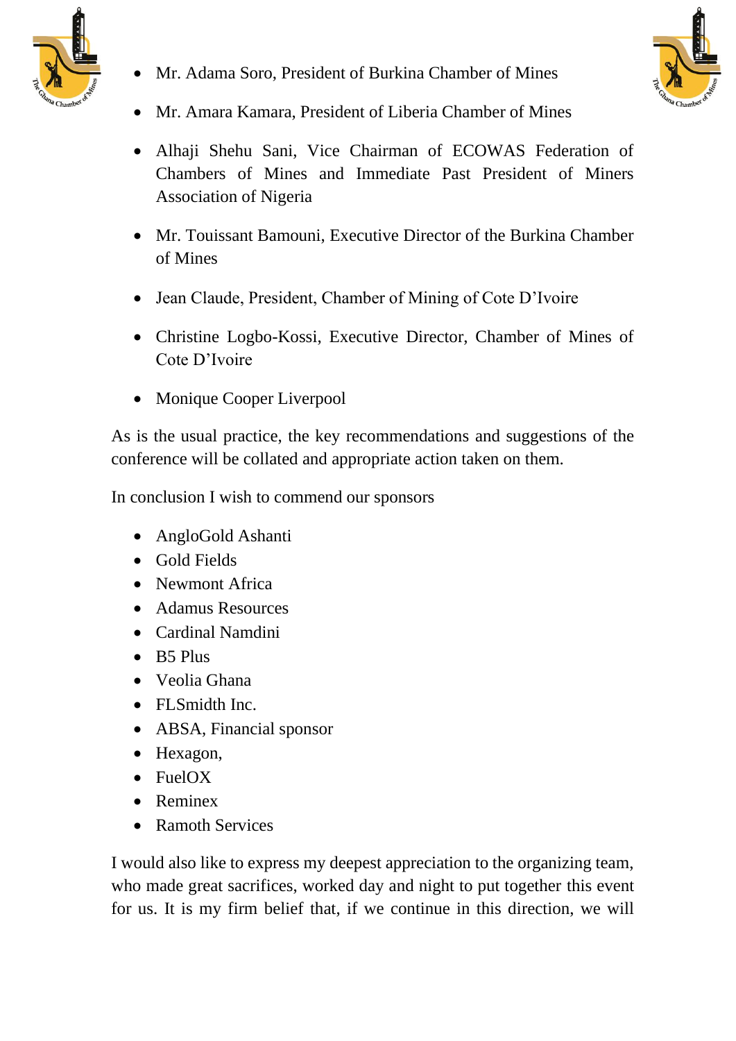- Mr. Adama Soro, President of Burkina Chamber of Mines
- Mr. Amara Kamara, President of Liberia Chamber of Mines
- Alhaji Shehu Sani, Vice Chairman of ECOWAS Federation of Chambers of Mines and Immediate Past President of Miners Association of Nigeria
- Mr. Touissant Bamouni, Executive Director of the Burkina Chamber of Mines
- Jean Claude, President, Chamber of Mining of Cote D'Ivoire
- Christine Logbo-Kossi, Executive Director, Chamber of Mines of Cote D'Ivoire
- Monique Cooper Liverpool

As is the usual practice, the key recommendations and suggestions of the conference will be collated and appropriate action taken on them.

In conclusion I wish to commend our sponsors

- AngloGold Ashanti
- Gold Fields
- Newmont Africa
- Adamus Resources
- Cardinal Namdini
- B5 Plus
- Veolia Ghana
- FLSmidth Inc.
- ABSA, Financial sponsor
- Hexagon,
- FuelOX
- Reminex
- Ramoth Services

I would also like to express my deepest appreciation to the organizing team, who made great sacrifices, worked day and night to put together this event for us. It is my firm belief that, if we continue in this direction, we will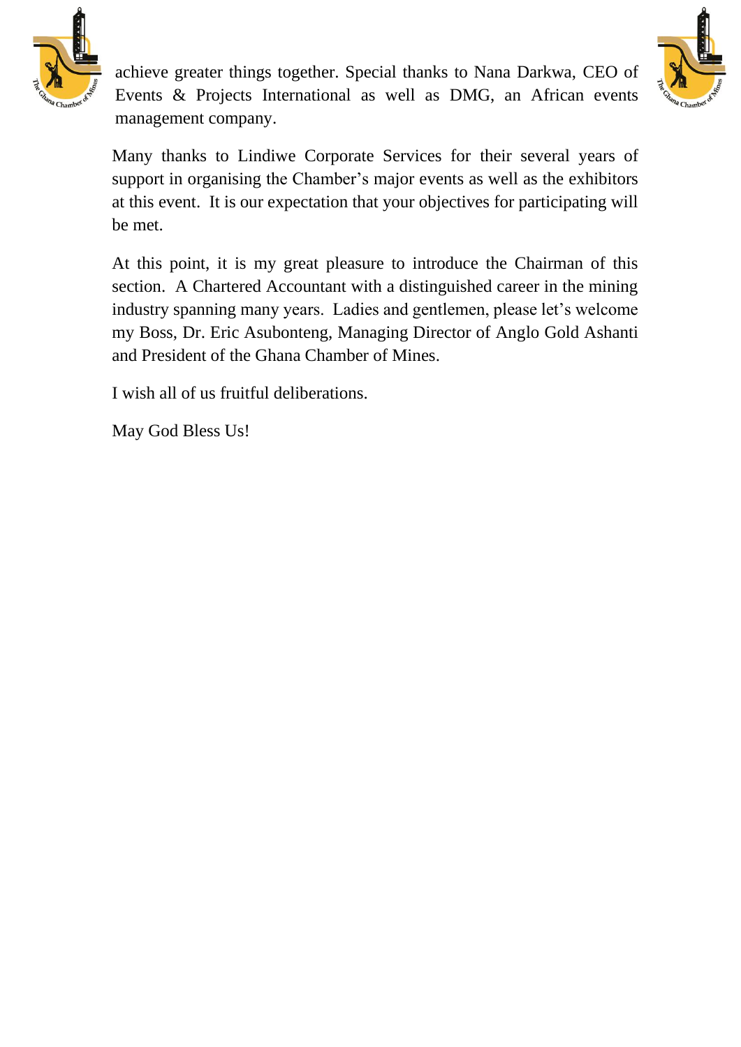achieve greater things together. Special thanks to Nana Darkwa, CEO of Events & Projects International as well as DMG, an African events management company.

Many thanks to Lindiwe Corporate Services for their several years of support in organising the Chamber's major events as well as the exhibitors at this event. It is our expectation that your objectives for participating will be met.

At this point, it is my great pleasure to introduce the Chairman of this section. A Chartered Accountant with a distinguished career in the mining industry spanning many years. Ladies and gentlemen, please let's welcome my Boss, Dr. Eric Asubonteng, Managing Director of Anglo Gold Ashanti and President of the Ghana Chamber of Mines.

I wish all of us fruitful deliberations.

May God Bless Us!